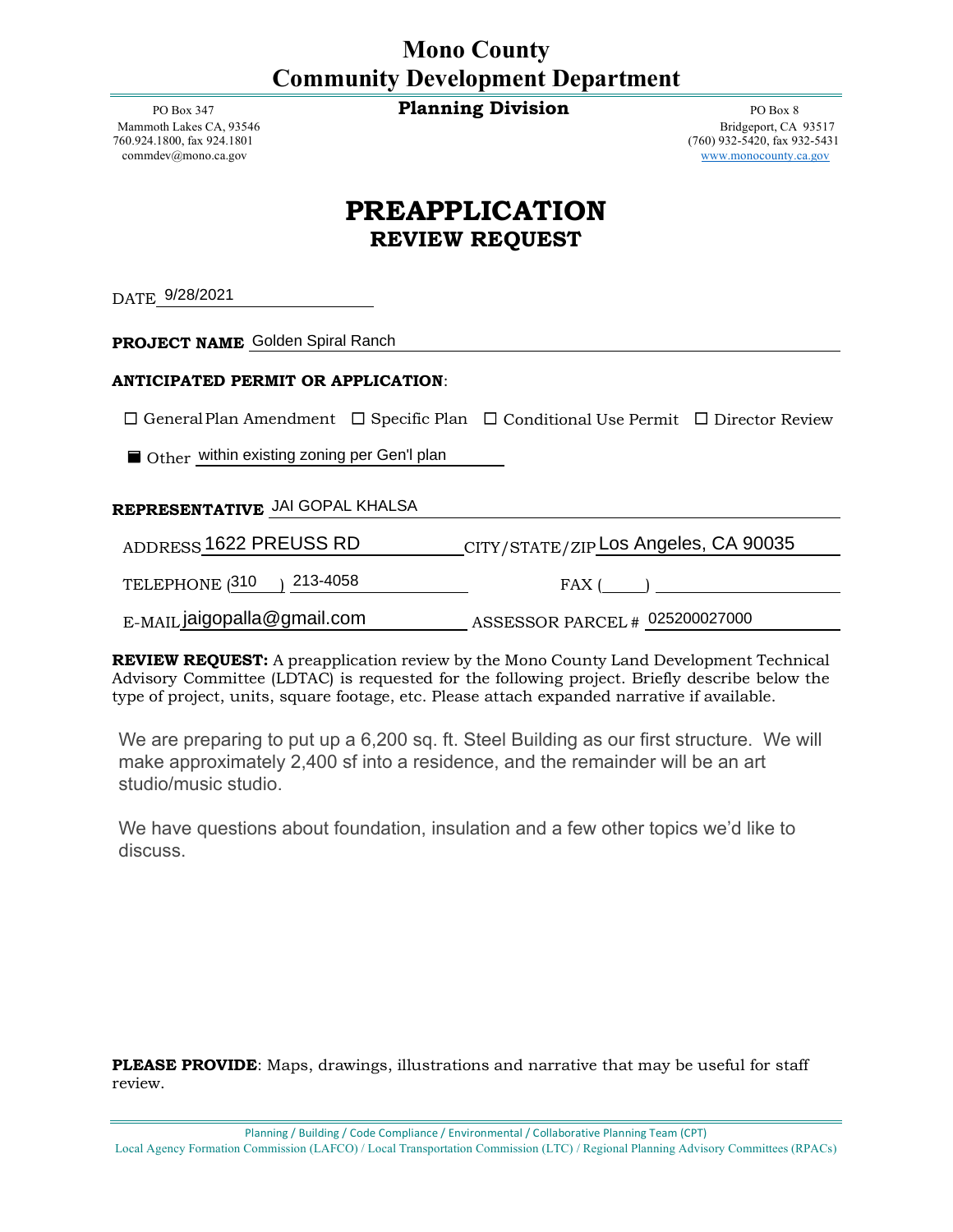# Mono County
# Community Development Department

## Planning Division

PO Box 347
Mammoth Lakes CA, 93546
760.924.1800, fax 924.1801
commdev@mono.ca.gov

PO Box 8
Bridgeport, CA 93517
(760) 932-5420, fax 932-5431
www.monocounty.ca.gov

# PREAPPLICATION
## REVIEW REQUEST

DATE 9/28/2021

**PROJECT NAME** Golden Spiral Ranch

**ANTICIPATED PERMIT OR APPLICATION**:

☐ General Plan Amendment ☐ Specific Plan ☐ Conditional Use Permit ☐ Director Review

■ Other within existing zoning per Gen'l plan

**REPRESENTATIVE** JAI GOPAL KHALSA

ADDRESS 1622 PREUSS RD CITY/STATE/ZIP Los Angeles, CA 90035

TELEPHONE (310) 213-4058 FAX ( )

E-MAIL jaigopalla@gmail.com ASSESSOR PARCEL # 025200027000

**REVIEW REQUEST:** A preapplication review by the Mono County Land Development Technical Advisory Committee (LDTAC) is requested for the following project. Briefly describe below the type of project, units, square footage, etc. Please attach expanded narrative if available.

We are preparing to put up a 6,200 sq. ft. Steel Building as our first structure. We will make approximately 2,400 sf into a residence, and the remainder will be an art studio/music studio.

We have questions about foundation, insulation and a few other topics we'd like to discuss.

**PLEASE PROVIDE**: Maps, drawings, illustrations and narrative that may be useful for staff review.

Planning / Building / Code Compliance / Environmental / Collaborative Planning Team (CPT)
Local Agency Formation Commission (LAFCO) / Local Transportation Commission (LTC) / Regional Planning Advisory Committees (RPACs)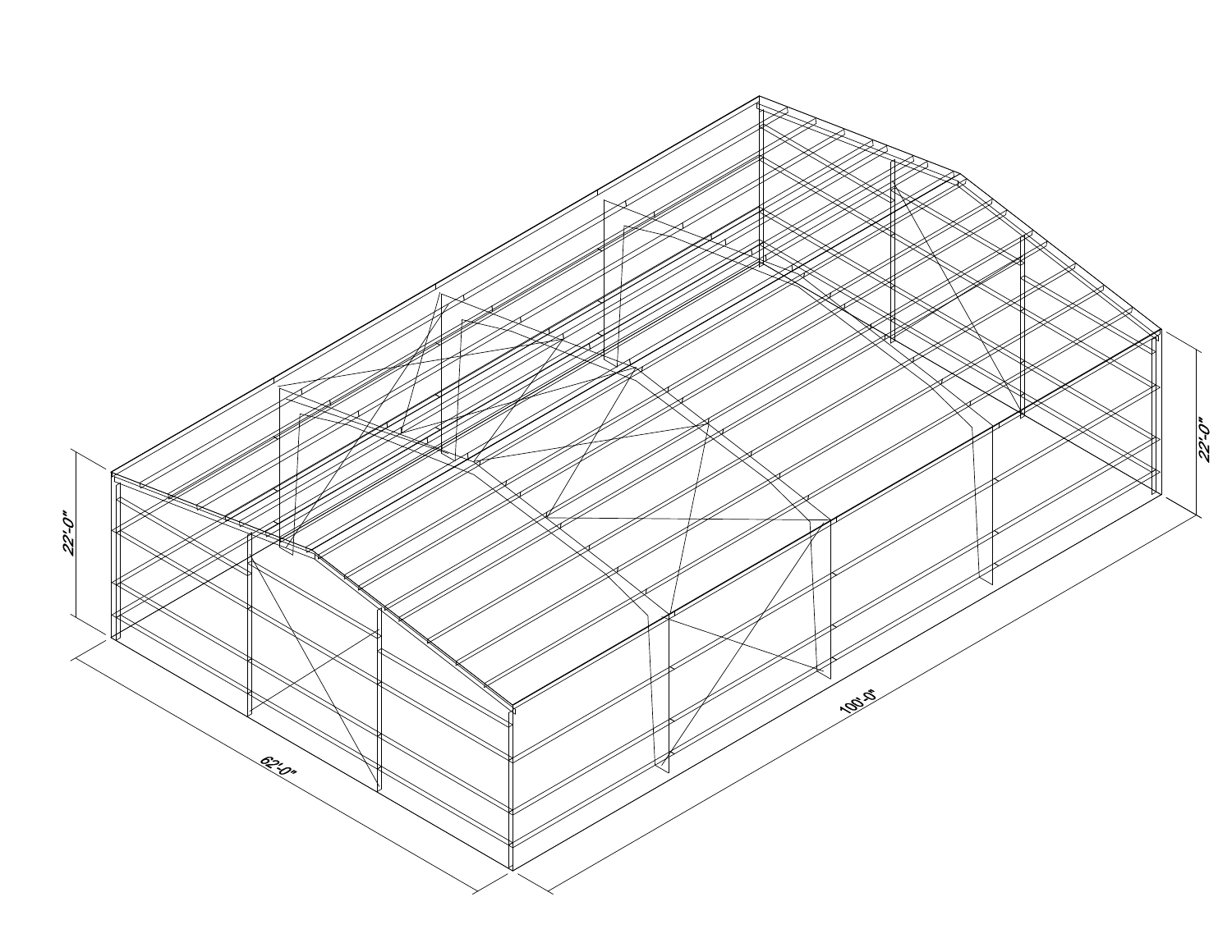22'-0"

22'-0"

62'-0"

100'-0"